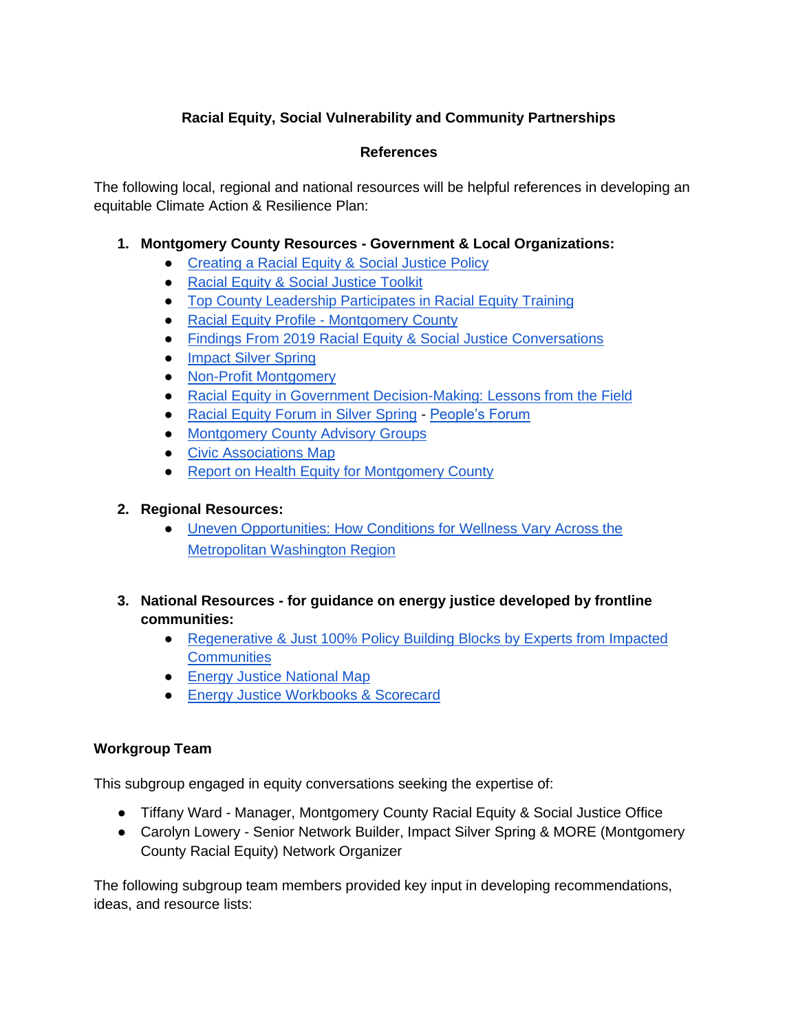**Racial Equity, Social Vulnerability and Community Partnerships**

**References**

The following local, regional and national resources will be helpful references in developing an equitable Climate Action & Resilience Plan:

1. **Montgomery County Resources - Government & Local Organizations:**
   - Creating a Racial Equity & Social Justice Policy
   - Racial Equity & Social Justice Toolkit
   - Top County Leadership Participates in Racial Equity Training
   - Racial Equity Profile - Montgomery County
   - Findings From 2019 Racial Equity & Social Justice Conversations
   - Impact Silver Spring
   - Non-Profit Montgomery
   - Racial Equity in Government Decision-Making: Lessons from the Field
   - Racial Equity Forum in Silver Spring - People's Forum
   - Montgomery County Advisory Groups
   - Civic Associations Map
   - Report on Health Equity for Montgomery County

2. **Regional Resources:**
   - Uneven Opportunities: How Conditions for Wellness Vary Across the Metropolitan Washington Region

3. **National Resources - for guidance on energy justice developed by frontline communities:**
   - Regenerative & Just 100% Policy Building Blocks by Experts from Impacted Communities
   - Energy Justice National Map
   - Energy Justice Workbooks & Scorecard

**Workgroup Team**

This subgroup engaged in equity conversations seeking the expertise of:

- Tiffany Ward - Manager, Montgomery County Racial Equity & Social Justice Office
- Carolyn Lowery - Senior Network Builder, Impact Silver Spring & MORE (Montgomery County Racial Equity) Network Organizer

The following subgroup team members provided key input in developing recommendations, ideas, and resource lists: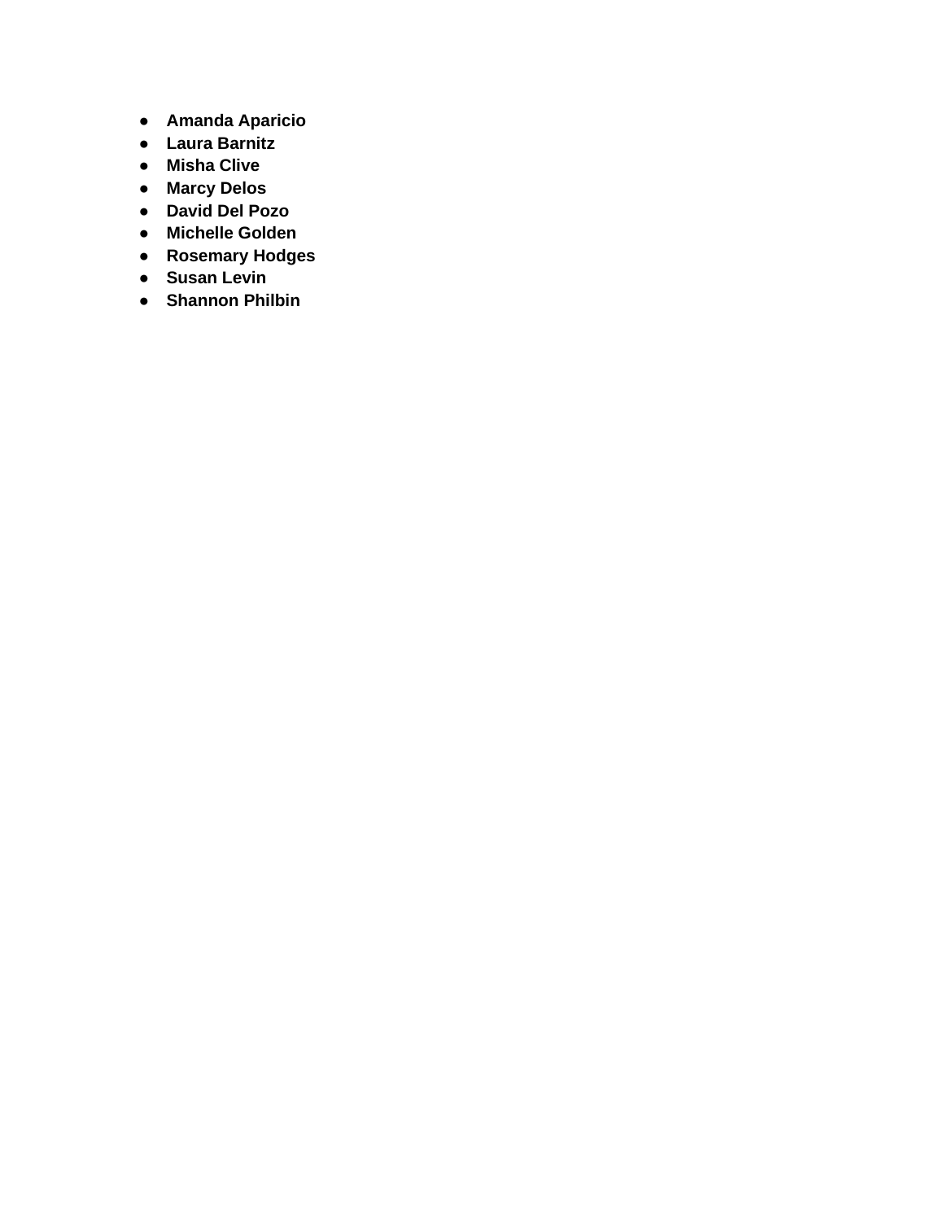- **Amanda Aparicio**
- **Laura Barnitz**
- **Misha Clive**
- **Marcy Delos**
- **David Del Pozo**
- **Michelle Golden**
- **Rosemary Hodges**
- **Susan Levin**
- **Shannon Philbin**